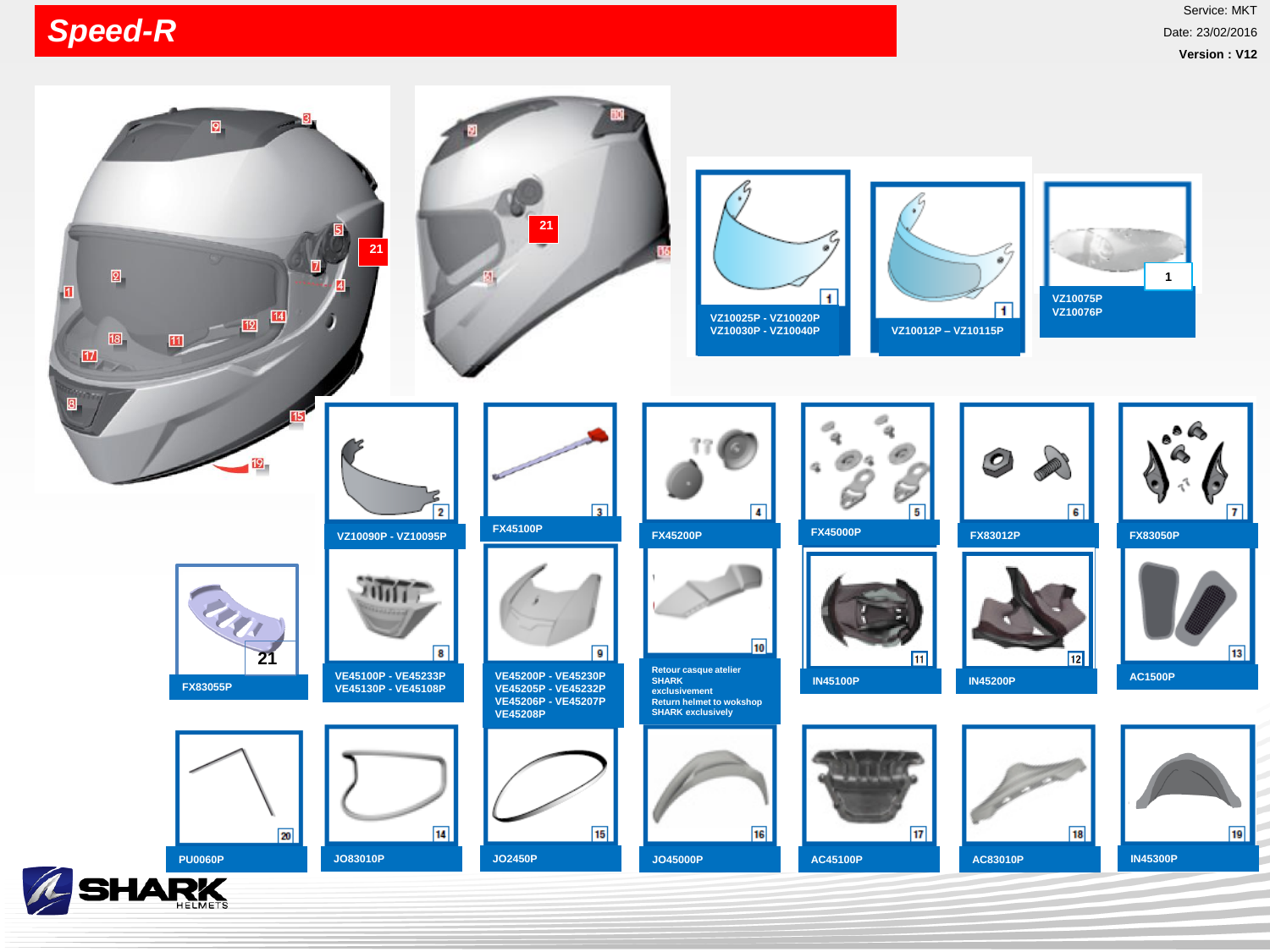# Speed-R

Service: MKT

Date: 23/02/2016

**Version : V12**

| N° | Reference |
|---|---|
| 1 | VZ10025P - VZ10020P VZ10030P - VZ10040P |
| 1 | VZ10012P – VZ10115P |
| 1 | VZ10075P VZ10076P |
| 2 | VZ10090P - VZ10095P |
| 3 | FX45100P |
| 4 | FX45200P |
| 5 | FX45000P |
| 6 | FX83012P |
| 7 | FX83050P |
| 8 | VE45100P - VE45233P VE45130P - VE45108P |
| 9 | VE45200P - VE45230P VE45205P - VE45232P VE45206P - VE45207P VE45208P |
| 10 | Retour casque atelier SHARK exclusivement / Return helmet to wokshop SHARK exclusively |
| 11 | IN45100P |
| 12 | IN45200P |
| 13 | AC1500P |
| 14 | JO83010P |
| 15 | JO2450P |
| 16 | JO45000P |
| 17 | AC45100P |
| 18 | AC83010P |
| 19 | IN45300P |
| 20 | PU0060P |
| 21 | FX83055P |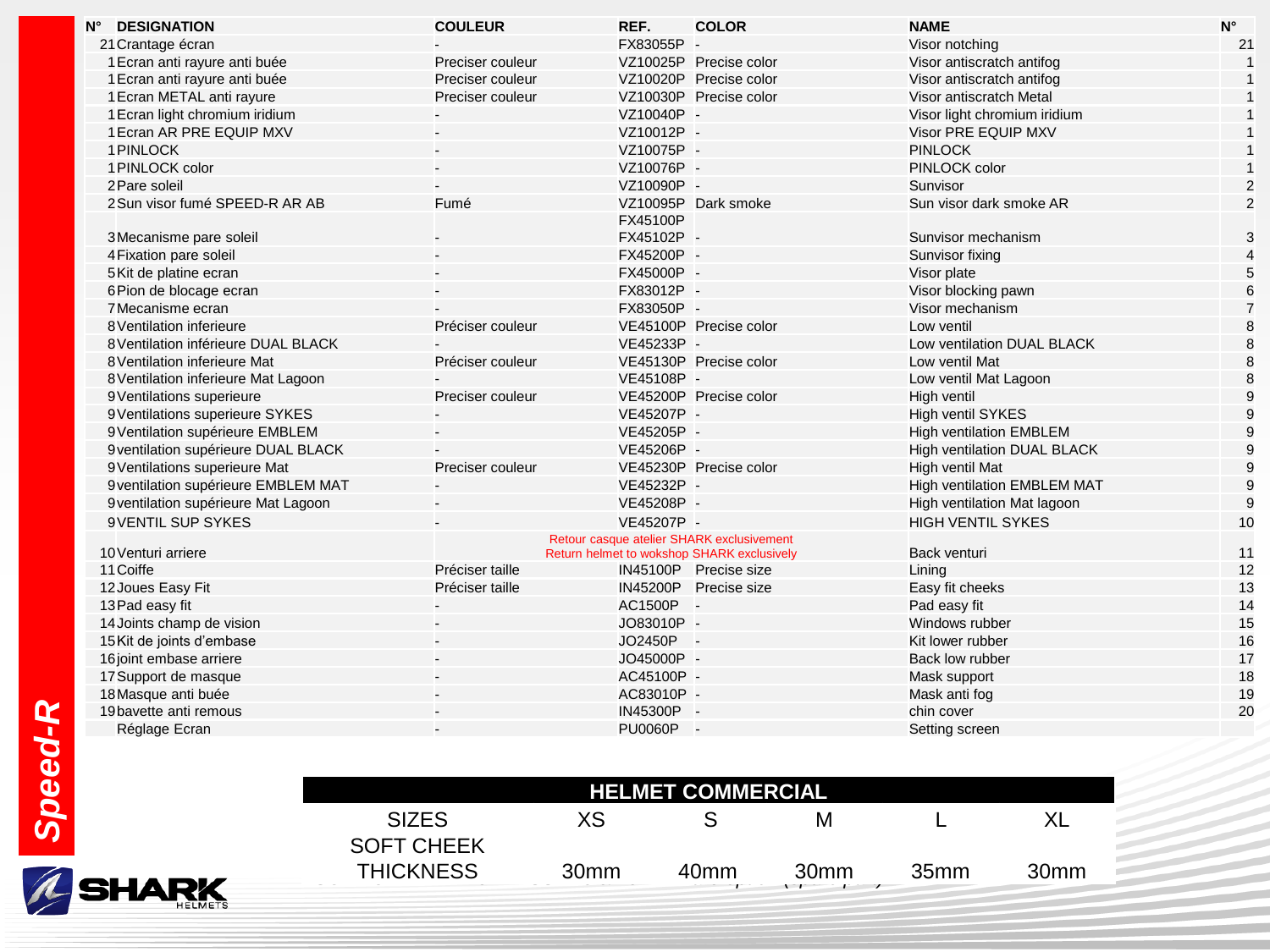| N° | DESIGNATION | COULEUR | REF. | COLOR | NAME | N° |
|---|---|---|---|---|---|---|
| 21 | Crantage écran | - | FX83055P | - | Visor notching | 21 |
| 1 | Ecran anti rayure anti buée | Preciser couleur | VZ10025P | Precise color | Visor antiscratch antifog | 1 |
| 1 | Ecran anti rayure anti buée | Preciser couleur | VZ10020P | Precise color | Visor antiscratch antifog | 1 |
| 1 | Ecran METAL anti rayure | Preciser couleur | VZ10030P | Precise color | Visor antiscratch Metal | 1 |
| 1 | Ecran light chromium iridium | - | VZ10040P | - | Visor light chromium iridium | 1 |
| 1 | Ecran AR PRE EQUIP MXV | - | VZ10012P | - | Visor PRE EQUIP MXV | 1 |
| 1 | PINLOCK | - | VZ10075P | - | PINLOCK | 1 |
| 1 | PINLOCK color | - | VZ10076P | - | PINLOCK color | 1 |
| 2 | Pare soleil | - | VZ10090P | - | Sunvisor | 2 |
| 2 | Sun visor fumé SPEED-R AR AB | Fumé | VZ10095P | Dark smoke | Sun visor dark smoke AR | 2 |
| 3 | Mecanisme pare soleil | - | FX45100P FX45102P | - | Sunvisor mechanism | 3 |
| 4 | Fixation pare soleil | - | FX45200P | - | Sunvisor fixing | 4 |
| 5 | Kit de platine ecran | - | FX45000P | - | Visor plate | 5 |
| 6 | Pion de blocage ecran | - | FX83012P | - | Visor blocking pawn | 6 |
| 7 | Mecanisme ecran | - | FX83050P | - | Visor mechanism | 7 |
| 8 | Ventilation inferieure | Préciser couleur | VE45100P | Precise color | Low ventil | 8 |
| 8 | Ventilation inférieure DUAL BLACK | - | VE45233P | - | Low ventilation DUAL BLACK | 8 |
| 8 | Ventilation inferieure Mat | Préciser couleur | VE45130P | Precise color | Low ventil Mat | 8 |
| 8 | Ventilation inferieure Mat Lagoon | - | VE45108P | - | Low ventil Mat Lagoon | 8 |
| 9 | Ventilations superieure | Preciser couleur | VE45200P | Precise color | High ventil | 9 |
| 9 | Ventilations superieure SYKES | - | VE45207P | - | High ventil SYKES | 9 |
| 9 | Ventilation supérieure EMBLEM | - | VE45205P | - | High ventilation EMBLEM | 9 |
| 9 | ventilation supérieure DUAL BLACK | - | VE45206P | - | High ventilation DUAL BLACK | 9 |
| 9 | Ventilations superieure Mat | Preciser couleur | VE45230P | Precise color | High ventil Mat | 9 |
| 9 | ventilation supérieure EMBLEM MAT | - | VE45232P | - | High ventilation EMBLEM MAT | 9 |
| 9 | ventilation supérieure Mat Lagoon | - | VE45208P | - | High ventilation Mat lagoon | 9 |
| 9 | VENTIL SUP SYKES | - | VE45207P | - | HIGH VENTIL SYKES | 10 |
| 10 | Venturi arriere | Retour casque atelier SHARK exclusivement / Return helmet to wokshop SHARK exclusively | | | Back venturi | 11 |
| 11 | Coiffe | Préciser taille | IN45100P | Precise size | Lining | 12 |
| 12 | Joues Easy Fit | Préciser taille | IN45200P | Precise size | Easy fit cheeks | 13 |
| 13 | Pad easy fit | - | AC1500P | - | Pad easy fit | 14 |
| 14 | Joints champ de vision | - | JO83010P | - | Windows rubber | 15 |
| 15 | Kit de joints d'embase | - | JO2450P | - | Kit lower rubber | 16 |
| 16 | joint embase arriere | - | JO45000P | - | Back low rubber | 17 |
| 17 | Support de masque | - | AC45100P | - | Mask support | 18 |
| 18 | Masque anti buée | - | AC83010P | - | Mask anti fog | 19 |
| 19 | bavette anti remous | - | IN45300P | - | chin cover | 20 |
| | Réglage Ecran | - | PU0060P | - | Setting screen | |

| HELMET COMMERCIAL | | | | | |
|---|---|---|---|---|---|
| SIZES | XS | S | M | L | XL |
| SOFT CHEEK THICKNESS | 30mm | 40mm | 30mm | 35mm | 30mm |

Speed-R

SHARK HELMETS